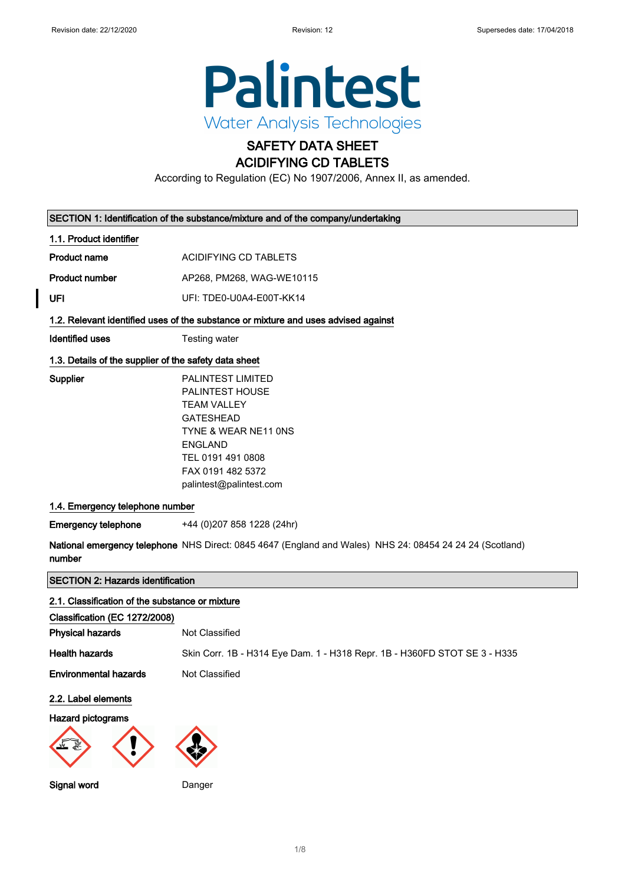Revision date: 22/12/2020 Revision: 12 Supersedes date: 17/04/2018

Palintest
Water Analysis Technologies

# SAFETY DATA SHEET
# ACIDIFYING CD TABLETS

According to Regulation (EC) No 1907/2006, Annex II, as amended.

## SECTION 1: Identification of the substance/mixture and of the company/undertaking

### 1.1. Product identifier

**Product name** ACIDIFYING CD TABLETS

**Product number** AP268, PM268, WAG-WE10115

**UFI** UFI: TDE0-U0A4-E00T-KK14

### 1.2. Relevant identified uses of the substance or mixture and uses advised against

**Identified uses** Testing water

### 1.3. Details of the supplier of the safety data sheet

**Supplier**
PALINTEST LIMITED
PALINTEST HOUSE
TEAM VALLEY
GATESHEAD
TYNE & WEAR NE11 0NS
ENGLAND
TEL 0191 491 0808
FAX 0191 482 5372
palintest@palintest.com

### 1.4. Emergency telephone number

**Emergency telephone** +44 (0)207 858 1228 (24hr)

**National emergency telephone number** NHS Direct: 0845 4647 (England and Wales) NHS 24: 08454 24 24 24 (Scotland)

## SECTION 2: Hazards identification

### 2.1. Classification of the substance or mixture

**Classification (EC 1272/2008)**

**Physical hazards** Not Classified

**Health hazards** Skin Corr. 1B - H314 Eye Dam. 1 - H318 Repr. 1B - H360FD STOT SE 3 - H335

**Environmental hazards** Not Classified

### 2.2. Label elements

**Hazard pictograms**

**Signal word** Danger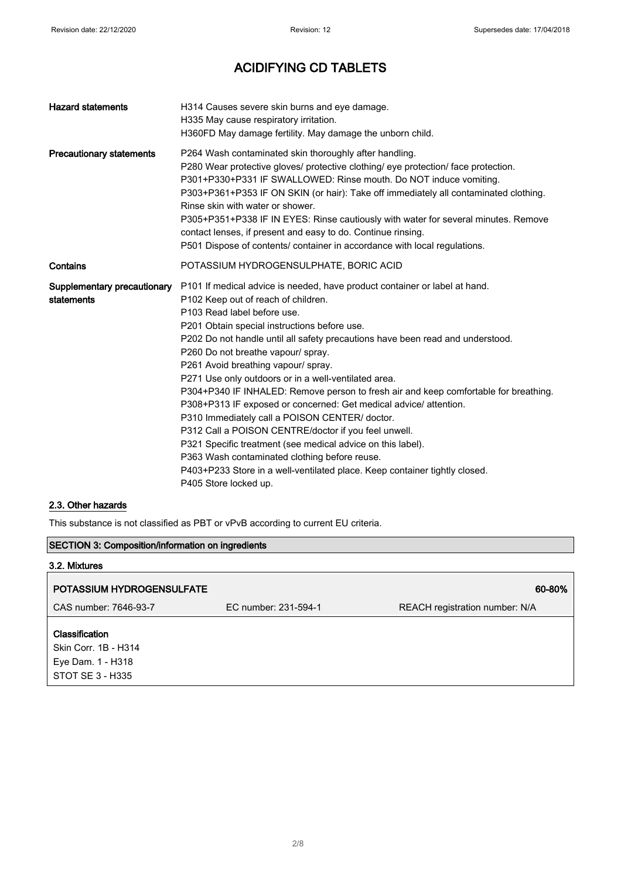# ACIDIFYING CD TABLETS

| | |
|---|---|
| **Hazard statements** | H314 Causes severe skin burns and eye damage.<br>H335 May cause respiratory irritation.<br>H360FD May damage fertility. May damage the unborn child. |
| **Precautionary statements** | P264 Wash contaminated skin thoroughly after handling.<br>P280 Wear protective gloves/ protective clothing/ eye protection/ face protection.<br>P301+P330+P331 IF SWALLOWED: Rinse mouth. Do NOT induce vomiting.<br>P303+P361+P353 IF ON SKIN (or hair): Take off immediately all contaminated clothing. Rinse skin with water or shower.<br>P305+P351+P338 IF IN EYES: Rinse cautiously with water for several minutes. Remove contact lenses, if present and easy to do. Continue rinsing.<br>P501 Dispose of contents/ container in accordance with local regulations. |
| **Contains** | POTASSIUM HYDROGENSULPHATE, BORIC ACID |
| **Supplementary precautionary statements** | P101 If medical advice is needed, have product container or label at hand.<br>P102 Keep out of reach of children.<br>P103 Read label before use.<br>P201 Obtain special instructions before use.<br>P202 Do not handle until all safety precautions have been read and understood.<br>P260 Do not breathe vapour/ spray.<br>P261 Avoid breathing vapour/ spray.<br>P271 Use only outdoors or in a well-ventilated area.<br>P304+P340 IF INHALED: Remove person to fresh air and keep comfortable for breathing.<br>P308+P313 IF exposed or concerned: Get medical advice/ attention.<br>P310 Immediately call a POISON CENTER/ doctor.<br>P312 Call a POISON CENTRE/doctor if you feel unwell.<br>P321 Specific treatment (see medical advice on this label).<br>P363 Wash contaminated clothing before reuse.<br>P403+P233 Store in a well-ventilated place. Keep container tightly closed.<br>P405 Store locked up. |

### 2.3. Other hazards

This substance is not classified as PBT or vPvB according to current EU criteria.

## SECTION 3: Composition/information on ingredients

### 3.2. Mixtures

| **POTASSIUM HYDROGENSULFATE** | | **60-80%** |
|---|---|---|
| CAS number: 7646-93-7 | EC number: 231-594-1 | REACH registration number: N/A |

**Classification**
Skin Corr. 1B - H314
Eye Dam. 1 - H318
STOT SE 3 - H335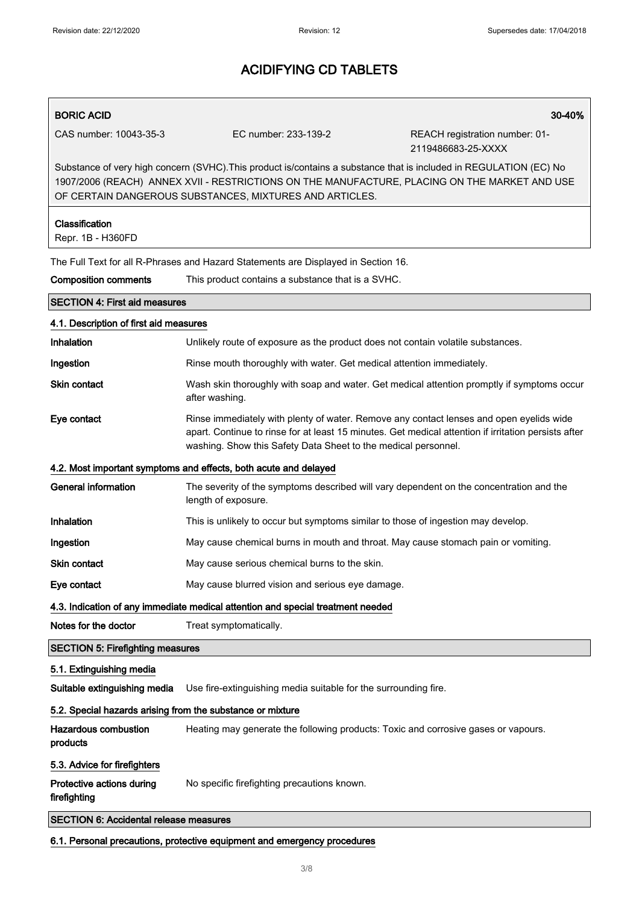| **BORIC ACID** | | **30-40%** |
|---|---|---|
| CAS number: 10043-35-3 | EC number: 233-139-2 | REACH registration number: 01-2119486683-25-XXXX |

Substance of very high concern (SVHC).This product is/contains a substance that is included in REGULATION (EC) No 1907/2006 (REACH) ANNEX XVII - RESTRICTIONS ON THE MANUFACTURE, PLACING ON THE MARKET AND USE OF CERTAIN DANGEROUS SUBSTANCES, MIXTURES AND ARTICLES.

**Classification**
Repr. 1B - H360FD

The Full Text for all R-Phrases and Hazard Statements are Displayed in Section 16.

**Composition comments** This product contains a substance that is a SVHC.

## SECTION 4: First aid measures

### 4.1. Description of first aid measures

**Inhalation** Unlikely route of exposure as the product does not contain volatile substances.

**Ingestion** Rinse mouth thoroughly with water. Get medical attention immediately.

**Skin contact** Wash skin thoroughly with soap and water. Get medical attention promptly if symptoms occur after washing.

**Eye contact** Rinse immediately with plenty of water. Remove any contact lenses and open eyelids wide apart. Continue to rinse for at least 15 minutes. Get medical attention if irritation persists after washing. Show this Safety Data Sheet to the medical personnel.

### 4.2. Most important symptoms and effects, both acute and delayed

**General information** The severity of the symptoms described will vary dependent on the concentration and the length of exposure.

**Inhalation** This is unlikely to occur but symptoms similar to those of ingestion may develop.

**Ingestion** May cause chemical burns in mouth and throat. May cause stomach pain or vomiting.

**Skin contact** May cause serious chemical burns to the skin.

**Eye contact** May cause blurred vision and serious eye damage.

### 4.3. Indication of any immediate medical attention and special treatment needed

**Notes for the doctor** Treat symptomatically.

## SECTION 5: Firefighting measures

### 5.1. Extinguishing media

**Suitable extinguishing media** Use fire-extinguishing media suitable for the surrounding fire.

### 5.2. Special hazards arising from the substance or mixture

**Hazardous combustion products** Heating may generate the following products: Toxic and corrosive gases or vapours.

### 5.3. Advice for firefighters

**Protective actions during firefighting** No specific firefighting precautions known.

## SECTION 6: Accidental release measures

### 6.1. Personal precautions, protective equipment and emergency procedures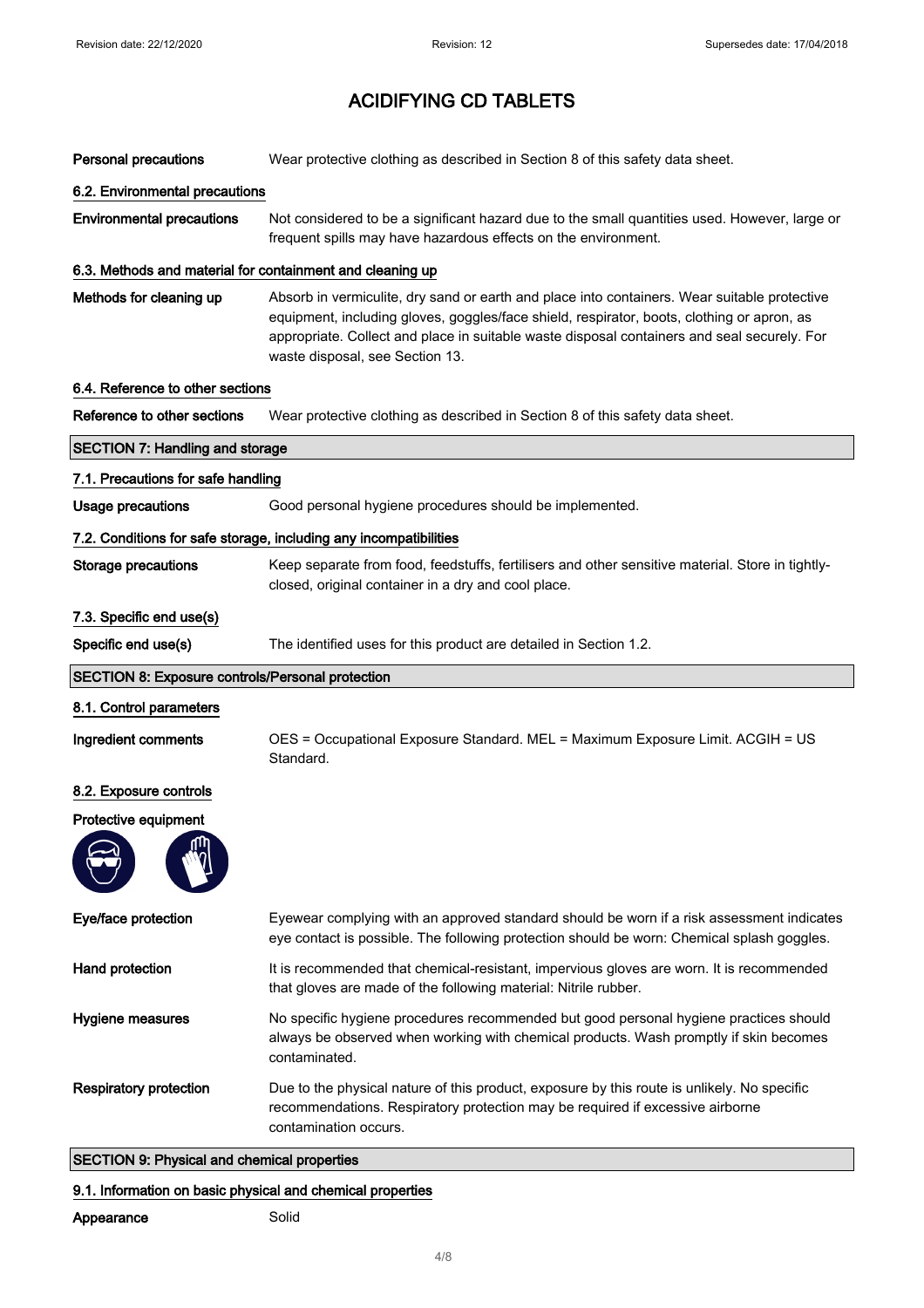# ACIDIFYING CD TABLETS

**Personal precautions** Wear protective clothing as described in Section 8 of this safety data sheet.

### 6.2. Environmental precautions

**Environmental precautions** Not considered to be a significant hazard due to the small quantities used. However, large or frequent spills may have hazardous effects on the environment.

### 6.3. Methods and material for containment and cleaning up

**Methods for cleaning up** Absorb in vermiculite, dry sand or earth and place into containers. Wear suitable protective equipment, including gloves, goggles/face shield, respirator, boots, clothing or apron, as appropriate. Collect and place in suitable waste disposal containers and seal securely. For waste disposal, see Section 13.

### 6.4. Reference to other sections

**Reference to other sections** Wear protective clothing as described in Section 8 of this safety data sheet.

## SECTION 7: Handling and storage

### 7.1. Precautions for safe handling

**Usage precautions** Good personal hygiene procedures should be implemented.

### 7.2. Conditions for safe storage, including any incompatibilities

**Storage precautions** Keep separate from food, feedstuffs, fertilisers and other sensitive material. Store in tightly-closed, original container in a dry and cool place.

### 7.3. Specific end use(s)

**Specific end use(s)** The identified uses for this product are detailed in Section 1.2.

## SECTION 8: Exposure controls/Personal protection

### 8.1. Control parameters

**Ingredient comments** OES = Occupational Exposure Standard. MEL = Maximum Exposure Limit. ACGIH = US Standard.

### 8.2. Exposure controls

**Protective equipment**

**Eye/face protection** Eyewear complying with an approved standard should be worn if a risk assessment indicates eye contact is possible. The following protection should be worn: Chemical splash goggles.

**Hand protection** It is recommended that chemical-resistant, impervious gloves are worn. It is recommended that gloves are made of the following material: Nitrile rubber.

**Hygiene measures** No specific hygiene procedures recommended but good personal hygiene practices should always be observed when working with chemical products. Wash promptly if skin becomes contaminated.

**Respiratory protection** Due to the physical nature of this product, exposure by this route is unlikely. No specific recommendations. Respiratory protection may be required if excessive airborne contamination occurs.

## SECTION 9: Physical and chemical properties

### 9.1. Information on basic physical and chemical properties

**Appearance** Solid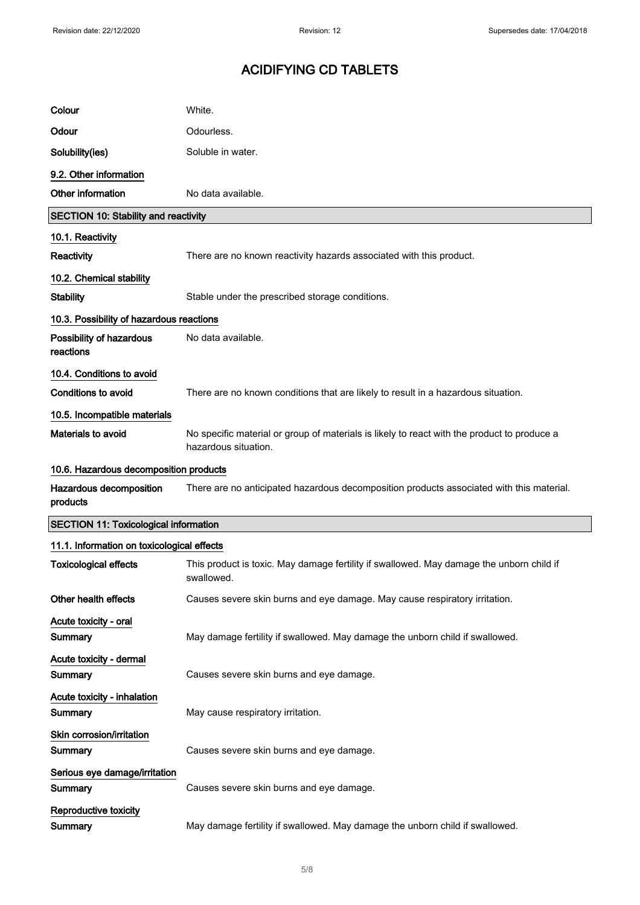| | |
|---|---|
| **Colour** | White. |
| **Odour** | Odourless. |
| **Solubility(ies)** | Soluble in water. |

**9.2. Other information**

| | |
|---|---|
| **Other information** | No data available. |

## SECTION 10: Stability and reactivity

**10.1. Reactivity**

| | |
|---|---|
| **Reactivity** | There are no known reactivity hazards associated with this product. |

**10.2. Chemical stability**

| | |
|---|---|
| **Stability** | Stable under the prescribed storage conditions. |

**10.3. Possibility of hazardous reactions**

| | |
|---|---|
| **Possibility of hazardous reactions** | No data available. |

**10.4. Conditions to avoid**

| | |
|---|---|
| **Conditions to avoid** | There are no known conditions that are likely to result in a hazardous situation. |

**10.5. Incompatible materials**

| | |
|---|---|
| **Materials to avoid** | No specific material or group of materials is likely to react with the product to produce a hazardous situation. |

**10.6. Hazardous decomposition products**

| | |
|---|---|
| **Hazardous decomposition products** | There are no anticipated hazardous decomposition products associated with this material. |

## SECTION 11: Toxicological information

**11.1. Information on toxicological effects**

| | |
|---|---|
| **Toxicological effects** | This product is toxic. May damage fertility if swallowed. May damage the unborn child if swallowed. |
| **Other health effects** | Causes severe skin burns and eye damage. May cause respiratory irritation. |

**Acute toxicity - oral**

| | |
|---|---|
| **Summary** | May damage fertility if swallowed. May damage the unborn child if swallowed. |

**Acute toxicity - dermal**

| | |
|---|---|
| **Summary** | Causes severe skin burns and eye damage. |

**Acute toxicity - inhalation**

| | |
|---|---|
| **Summary** | May cause respiratory irritation. |

**Skin corrosion/irritation**

| | |
|---|---|
| **Summary** | Causes severe skin burns and eye damage. |

**Serious eye damage/irritation**

| | |
|---|---|
| **Summary** | Causes severe skin burns and eye damage. |

**Reproductive toxicity**

| | |
|---|---|
| **Summary** | May damage fertility if swallowed. May damage the unborn child if swallowed. |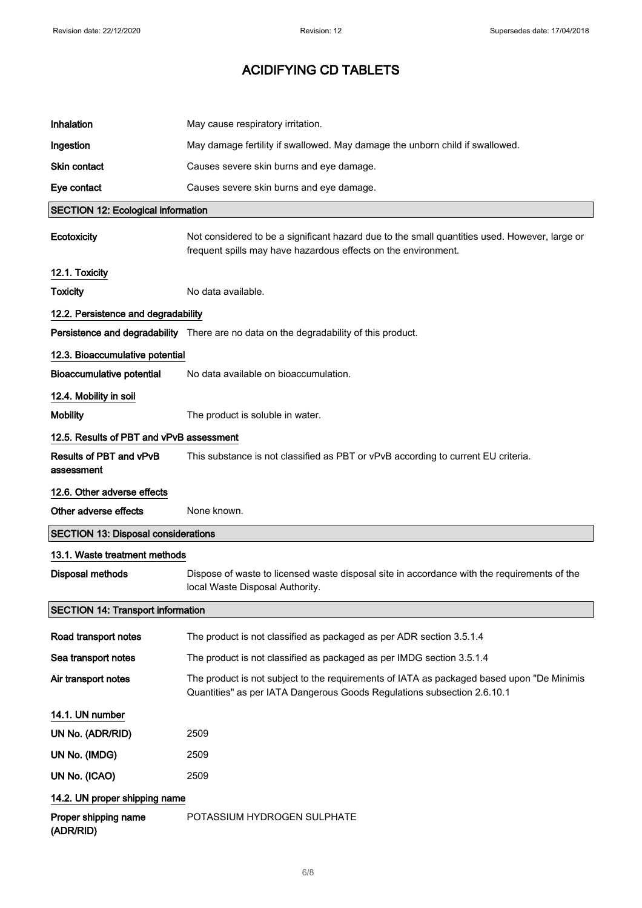# ACIDIFYING CD TABLETS

| | |
|---|---|
| **Inhalation** | May cause respiratory irritation. |
| **Ingestion** | May damage fertility if swallowed. May damage the unborn child if swallowed. |
| **Skin contact** | Causes severe skin burns and eye damage. |
| **Eye contact** | Causes severe skin burns and eye damage. |

## SECTION 12: Ecological information

| | |
|---|---|
| **Ecotoxicity** | Not considered to be a significant hazard due to the small quantities used. However, large or frequent spills may have hazardous effects on the environment. |

### 12.1. Toxicity

| | |
|---|---|
| **Toxicity** | No data available. |

### 12.2. Persistence and degradability

| | |
|---|---|
| **Persistence and degradability** | There are no data on the degradability of this product. |

### 12.3. Bioaccumulative potential

| | |
|---|---|
| **Bioaccumulative potential** | No data available on bioaccumulation. |

### 12.4. Mobility in soil

| | |
|---|---|
| **Mobility** | The product is soluble in water. |

### 12.5. Results of PBT and vPvB assessment

| | |
|---|---|
| **Results of PBT and vPvB assessment** | This substance is not classified as PBT or vPvB according to current EU criteria. |

### 12.6. Other adverse effects

| | |
|---|---|
| **Other adverse effects** | None known. |

## SECTION 13: Disposal considerations

### 13.1. Waste treatment methods

| | |
|---|---|
| **Disposal methods** | Dispose of waste to licensed waste disposal site in accordance with the requirements of the local Waste Disposal Authority. |

## SECTION 14: Transport information

| | |
|---|---|
| **Road transport notes** | The product is not classified as packaged as per ADR section 3.5.1.4 |
| **Sea transport notes** | The product is not classified as packaged as per IMDG section 3.5.1.4 |
| **Air transport notes** | The product is not subject to the requirements of IATA as packaged based upon "De Minimis Quantities" as per IATA Dangerous Goods Regulations subsection 2.6.10.1 |

### 14.1. UN number

| | |
|---|---|
| **UN No. (ADR/RID)** | 2509 |
| **UN No. (IMDG)** | 2509 |
| **UN No. (ICAO)** | 2509 |

### 14.2. UN proper shipping name

| | |
|---|---|
| **Proper shipping name (ADR/RID)** | POTASSIUM HYDROGEN SULPHATE |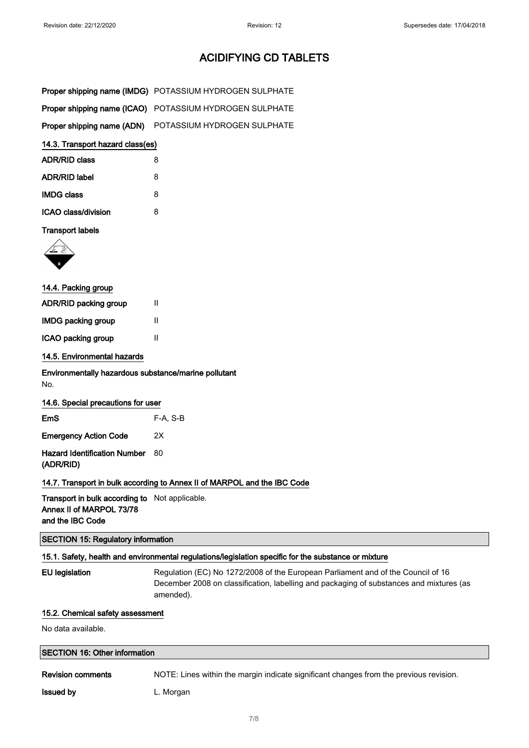# ACIDIFYING CD TABLETS

| | |
|---|---|
| **Proper shipping name (IMDG)** | POTASSIUM HYDROGEN SULPHATE |
| **Proper shipping name (ICAO)** | POTASSIUM HYDROGEN SULPHATE |
| **Proper shipping name (ADN)** | POTASSIUM HYDROGEN SULPHATE |

### 14.3. Transport hazard class(es)

| | |
|---|---|
| **ADR/RID class** | 8 |
| **ADR/RID label** | 8 |
| **IMDG class** | 8 |
| **ICAO class/division** | 8 |

**Transport labels**

### 14.4. Packing group

| | |
|---|---|
| **ADR/RID packing group** | II |
| **IMDG packing group** | II |
| **ICAO packing group** | II |

### 14.5. Environmental hazards

**Environmentally hazardous substance/marine pollutant**

No.

### 14.6. Special precautions for user

| | |
|---|---|
| **EmS** | F-A, S-B |
| **Emergency Action Code** | 2X |
| **Hazard Identification Number (ADR/RID)** | 80 |

### 14.7. Transport in bulk according to Annex II of MARPOL and the IBC Code

| | |
|---|---|
| **Transport in bulk according to Annex II of MARPOL 73/78 and the IBC Code** | Not applicable. |

## SECTION 15: Regulatory information

### 15.1. Safety, health and environmental regulations/legislation specific for the substance or mixture

| | |
|---|---|
| **EU legislation** | Regulation (EC) No 1272/2008 of the European Parliament and of the Council of 16 December 2008 on classification, labelling and packaging of substances and mixtures (as amended). |

### 15.2. Chemical safety assessment

No data available.

## SECTION 16: Other information

| | |
|---|---|
| **Revision comments** | NOTE: Lines within the margin indicate significant changes from the previous revision. |
| **Issued by** | L. Morgan |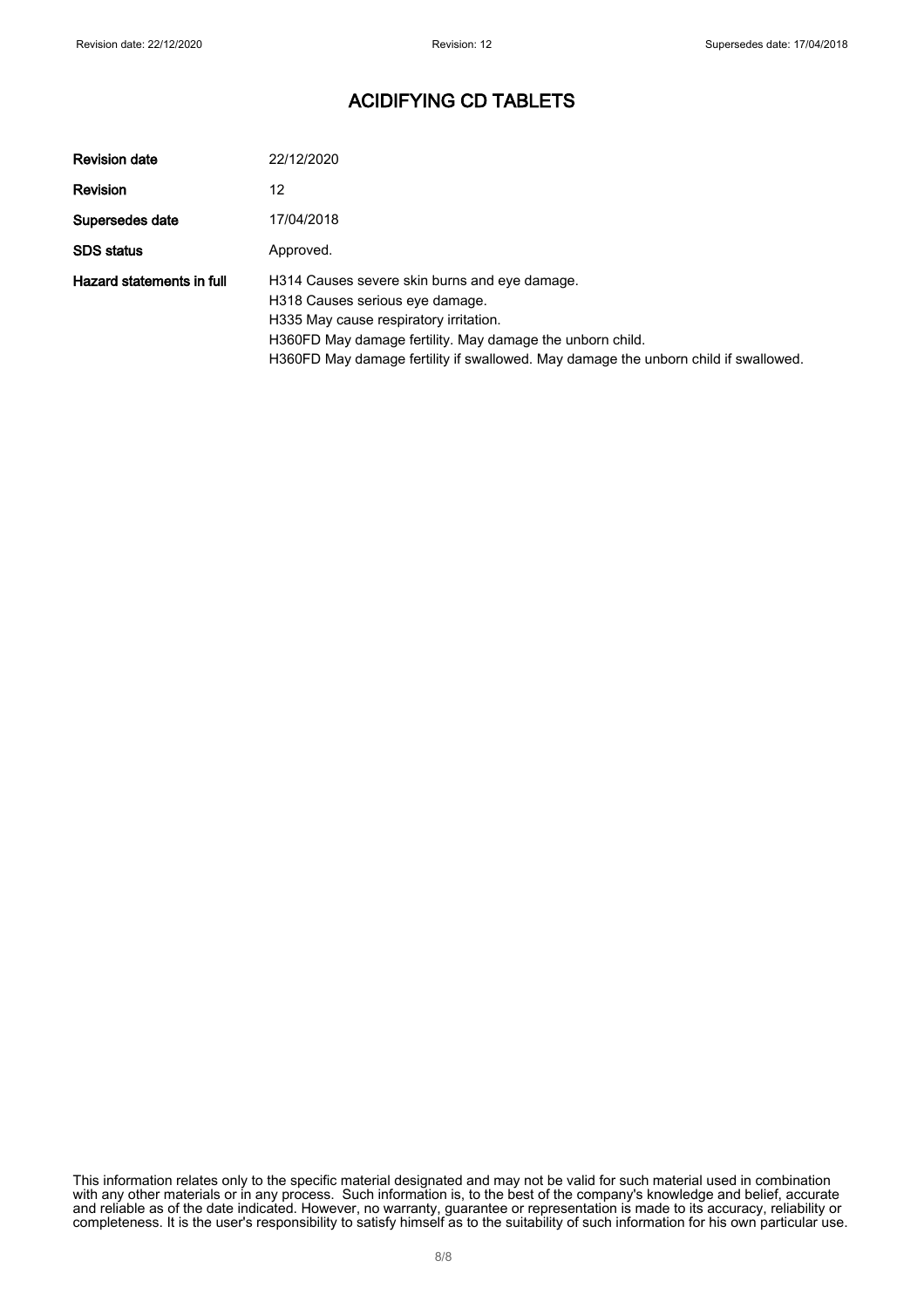# ACIDIFYING CD TABLETS

| | |
|---|---|
| **Revision date** | 22/12/2020 |
| **Revision** | 12 |
| **Supersedes date** | 17/04/2018 |
| **SDS status** | Approved. |
| **Hazard statements in full** | H314 Causes severe skin burns and eye damage.<br>H318 Causes serious eye damage.<br>H335 May cause respiratory irritation.<br>H360FD May damage fertility. May damage the unborn child.<br>H360FD May damage fertility if swallowed. May damage the unborn child if swallowed. |

This information relates only to the specific material designated and may not be valid for such material used in combination with any other materials or in any process. Such information is, to the best of the company's knowledge and belief, accurate and reliable as of the date indicated. However, no warranty, guarantee or representation is made to its accuracy, reliability or completeness. It is the user's responsibility to satisfy himself as to the suitability of such information for his own particular use.